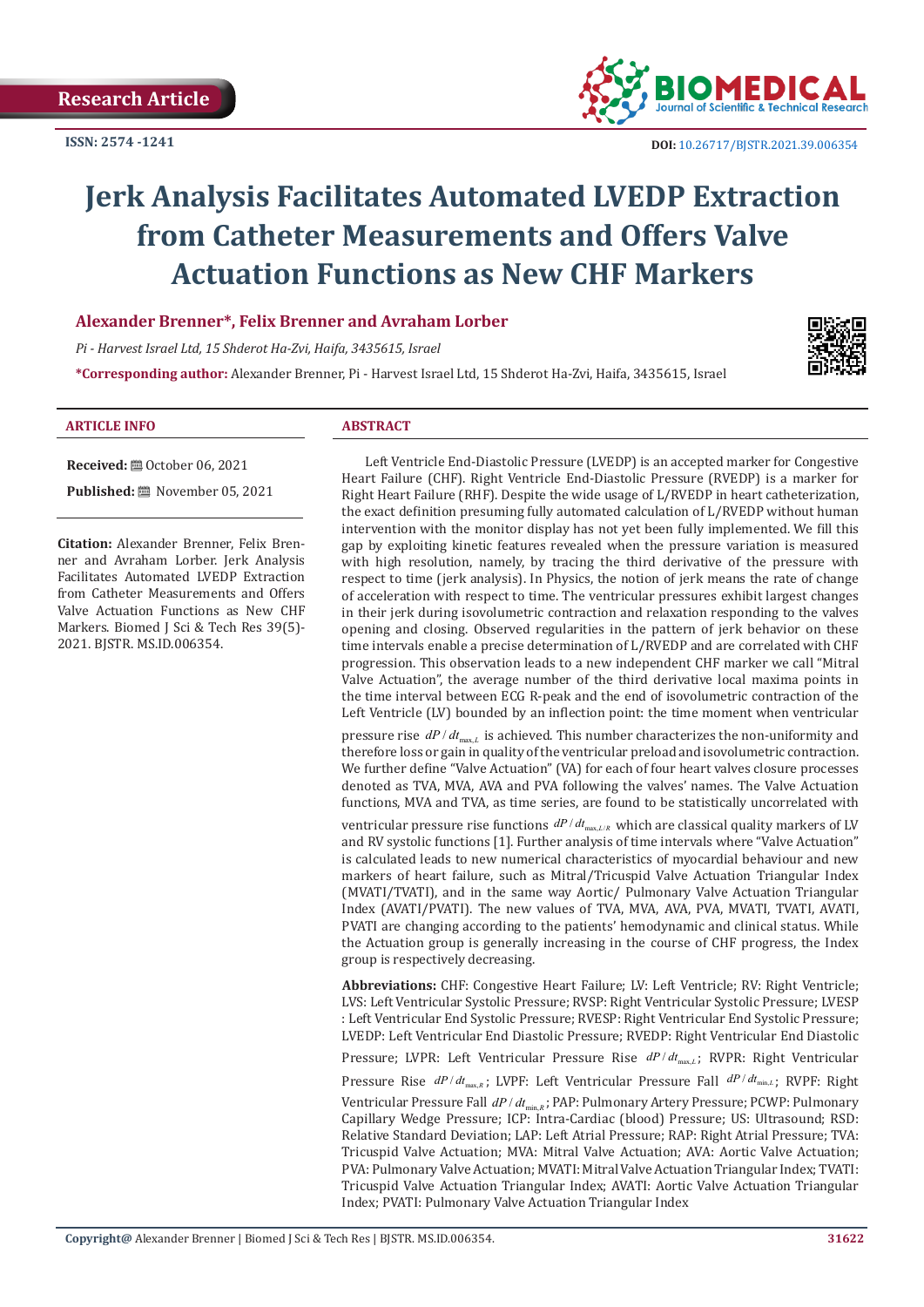Research Article

ISSN: 2574 -1241

DOI: 10.26717/BJSTR.2021.39.006354

# Jerk Analysis Facilitates Automated LVEDP Extraction from Catheter Measurements and Offers Valve Actuation Functions as New CHF Markers

**Alexander Brenner*, Felix Brenner and Avraham Lorber**

*Pi - Harvest Israel Ltd, 15 Shderot Ha-Zvi, Haifa, 3435615, Israel*

***Corresponding author:** Alexander Brenner, Pi - Harvest Israel Ltd, 15 Shderot Ha-Zvi, Haifa, 3435615, Israel

## ARTICLE INFO

**Received:** October 06, 2021

**Published:** November 05, 2021

**Citation:** Alexander Brenner, Felix Brenner and Avraham Lorber. Jerk Analysis Facilitates Automated LVEDP Extraction from Catheter Measurements and Offers Valve Actuation Functions as New CHF Markers. Biomed J Sci & Tech Res 39(5)-2021. BJSTR. MS.ID.006354.

## ABSTRACT

Left Ventricle End-Diastolic Pressure (LVEDP) is an accepted marker for Congestive Heart Failure (CHF). Right Ventricle End-Diastolic Pressure (RVEDP) is a marker for Right Heart Failure (RHF). Despite the wide usage of L/RVEDP in heart catheterization, the exact definition presuming fully automated calculation of L/RVEDP without human intervention with the monitor display has not yet been fully implemented. We fill this gap by exploiting kinetic features revealed when the pressure variation is measured with high resolution, namely, by tracing the third derivative of the pressure with respect to time (jerk analysis). In Physics, the notion of jerk means the rate of change of acceleration with respect to time. The ventricular pressures exhibit largest changes in their jerk during isovolumetric contraction and relaxation responding to the valves opening and closing. Observed regularities in the pattern of jerk behavior on these time intervals enable a precise determination of L/RVEDP and are correlated with CHF progression. This observation leads to a new independent CHF marker we call "Mitral Valve Actuation", the average number of the third derivative local maxima points in the time interval between ECG R-peak and the end of isovolumetric contraction of the Left Ventricle (LV) bounded by an inflection point: the time moment when ventricular pressure rise $dP/dt_{\max,L}$ is achieved. This number characterizes the non-uniformity and therefore loss or gain in quality of the ventricular preload and isovolumetric contraction. We further define "Valve Actuation" (VA) for each of four heart valves closure processes denoted as TVA, MVA, AVA and PVA following the valves' names. The Valve Actuation functions, MVA and TVA, as time series, are found to be statistically uncorrelated with ventricular pressure rise functions $dP/dt_{\max,L/R}$ which are classical quality markers of LV and RV systolic functions [1]. Further analysis of time intervals where "Valve Actuation" is calculated leads to new numerical characteristics of myocardial behaviour and new markers of heart failure, such as Mitral/Tricuspid Valve Actuation Triangular Index (MVATI/TVATI), and in the same way Aortic/ Pulmonary Valve Actuation Triangular Index (AVATI/PVATI). The new values of TVA, MVA, AVA, PVA, MVATI, TVATI, AVATI, PVATI are changing according to the patients' hemodynamic and clinical status. While the Actuation group is generally increasing in the course of CHF progress, the Index group is respectively decreasing.

**Abbreviations:** CHF: Congestive Heart Failure; LV: Left Ventricle; RV: Right Ventricle; LVS: Left Ventricular Systolic Pressure; RVSP: Right Ventricular Systolic Pressure; LVESP : Left Ventricular End Systolic Pressure; RVESP: Right Ventricular End Systolic Pressure; LVEDP: Left Ventricular End Diastolic Pressure; RVEDP: Right Ventricular End Diastolic Pressure; LVPR: Left Ventricular Pressure Rise $dP/dt_{\max,L}$; RVPR: Right Ventricular Pressure Rise $dP/dt_{\max,R}$; LVPF: Left Ventricular Pressure Fall $dP/dt_{\min,L}$; RVPF: Right Ventricular Pressure Fall $dP/dt_{\min,R}$; PAP: Pulmonary Artery Pressure; PCWP: Pulmonary Capillary Wedge Pressure; ICP: Intra-Cardiac (blood) Pressure; US: Ultrasound; RSD: Relative Standard Deviation; LAP: Left Atrial Pressure; RAP: Right Atrial Pressure; TVA: Tricuspid Valve Actuation; MVA: Mitral Valve Actuation; AVA: Aortic Valve Actuation; PVA: Pulmonary Valve Actuation; MVATI: Mitral Valve Actuation Triangular Index; TVATI: Tricuspid Valve Actuation Triangular Index; AVATI: Aortic Valve Actuation Triangular Index; PVATI: Pulmonary Valve Actuation Triangular Index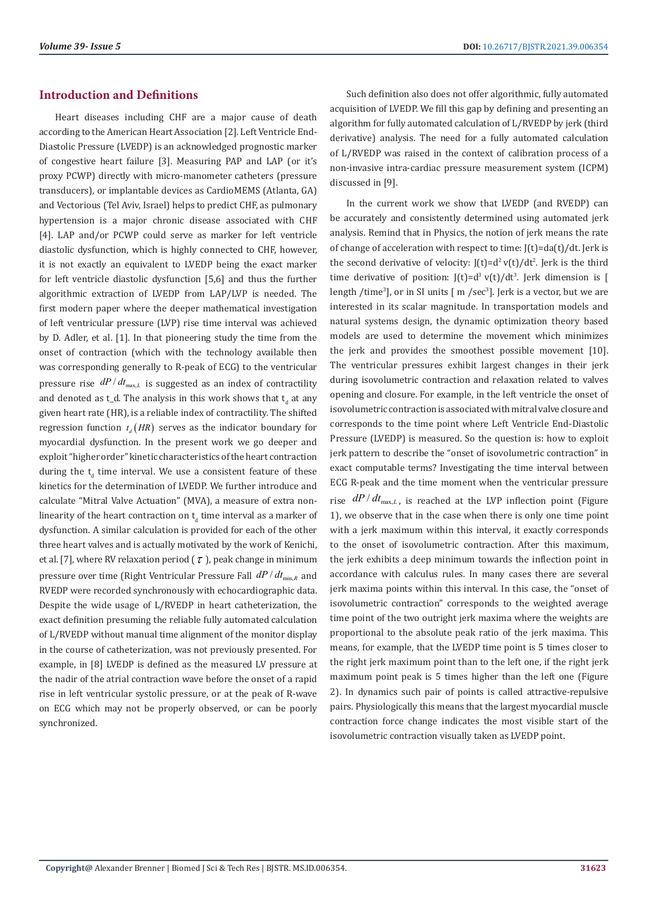## Introduction and Definitions

Heart diseases including CHF are a major cause of death according to the American Heart Association [2]. Left Ventricle End-Diastolic Pressure (LVEDP) is an acknowledged prognostic marker of congestive heart failure [3]. Measuring PAP and LAP (or it's proxy PCWP) directly with micro-manometer catheters (pressure transducers), or implantable devices as CardioMEMS (Atlanta, GA) and Vectorious (Tel Aviv, Israel) helps to predict CHF, as pulmonary hypertension is a major chronic disease associated with CHF [4]. LAP and/or PCWP could serve as marker for left ventricle diastolic dysfunction, which is highly connected to CHF, however, it is not exactly an equivalent to LVEDP being the exact marker for left ventricle diastolic dysfunction [5,6] and thus the further algorithmic extraction of LVEDP from LAP/LVP is needed. The first modern paper where the deeper mathematical investigation of left ventricular pressure (LVP) rise time interval was achieved by D. Adler, et al. [1]. In that pioneering study the time from the onset of contraction (which with the technology available then was corresponding generally to R-peak of ECG) to the ventricular pressure rise $dP/dt_{\max,L}$ is suggested as an index of contractility and denoted as t_d. The analysis in this work shows that $t_d$ at any given heart rate (HR), is a reliable index of contractility. The shifted regression function $t_d(HR)$ serves as the indicator boundary for myocardial dysfunction. In the present work we go deeper and exploit "higher order" kinetic characteristics of the heart contraction during the $t_d$ time interval. We use a consistent feature of these kinetics for the determination of LVEDP. We further introduce and calculate "Mitral Valve Actuation" (MVA), a measure of extra non-linearity of the heart contraction on $t_d$ time interval as a marker of dysfunction. A similar calculation is provided for each of the other three heart valves and is actually motivated by the work of Kenichi, et al. [7], where RV relaxation period ($\tau$), peak change in minimum pressure over time (Right Ventricular Pressure Fall $dP/dt_{\min,R}$ and RVEDP were recorded synchronously with echocardiographic data. Despite the wide usage of L/RVEDP in heart catheterization, the exact definition presuming the reliable fully automated calculation of L/RVEDP without manual time alignment of the monitor display in the course of catheterization, was not previously presented. For example, in [8] LVEDP is defined as the measured LV pressure at the nadir of the atrial contraction wave before the onset of a rapid rise in left ventricular systolic pressure, or at the peak of R-wave on ECG which may not be properly observed, or can be poorly synchronized.

Such definition also does not offer algorithmic, fully automated acquisition of LVEDP. We fill this gap by defining and presenting an algorithm for fully automated calculation of L/RVEDP by jerk (third derivative) analysis. The need for a fully automated calculation of L/RVEDP was raised in the context of calibration process of a non-invasive intra-cardiac pressure measurement system (ICPM) discussed in [9].

In the current work we show that LVEDP (and RVEDP) can be accurately and consistently determined using automated jerk analysis. Remind that in Physics, the notion of jerk means the rate of change of acceleration with respect to time: $J(t)=da(t)/dt$. Jerk is the second derivative of velocity: $J(t)=d^2 v(t)/dt^2$. Jerk is the third time derivative of position: $J(t)=d^3 v(t)/dt^3$. Jerk dimension is [ length /time$^3$], or in SI units [ m /sec$^3$]. Jerk is a vector, but we are interested in its scalar magnitude. In transportation models and natural systems design, the dynamic optimization theory based models are used to determine the movement which minimizes the jerk and provides the smoothest possible movement [10]. The ventricular pressures exhibit largest changes in their jerk during isovolumetric contraction and relaxation related to valves opening and closure. For example, in the left ventricle the onset of isovolumetric contraction is associated with mitral valve closure and corresponds to the time point where Left Ventricle End-Diastolic Pressure (LVEDP) is measured. So the question is: how to exploit jerk pattern to describe the "onset of isovolumetric contraction" in exact computable terms? Investigating the time interval between ECG R-peak and the time moment when the ventricular pressure rise $dP/dt_{\max,L}$, is reached at the LVP inflection point (Figure 1), we observe that in the case when there is only one time point with a jerk maximum within this interval, it exactly corresponds to the onset of isovolumetric contraction. After this maximum, the jerk exhibits a deep minimum towards the inflection point in accordance with calculus rules. In many cases there are several jerk maxima points within this interval. In this case, the "onset of isovolumetric contraction" corresponds to the weighted average time point of the two outright jerk maxima where the weights are proportional to the absolute peak ratio of the jerk maxima. This means, for example, that the LVEDP time point is 5 times closer to the right jerk maximum point than to the left one, if the right jerk maximum point peak is 5 times higher than the left one (Figure 2). In dynamics such pair of points is called attractive-repulsive pairs. Physiologically this means that the largest myocardial muscle contraction force change indicates the most visible start of the isovolumetric contraction visually taken as LVEDP point.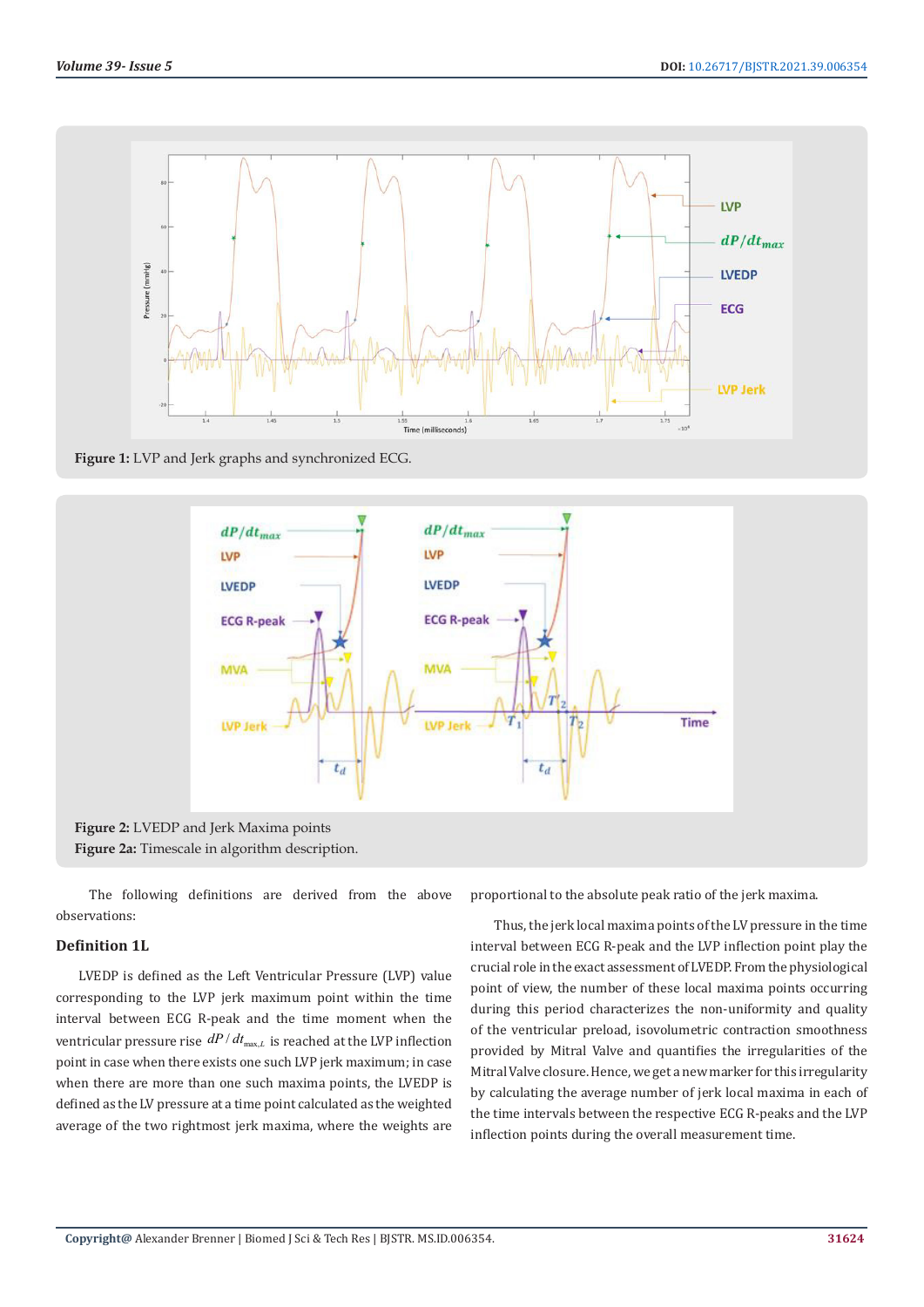**Figure 1:** LVP and Jerk graphs and synchronized ECG.

**Figure 2:** LVEDP and Jerk Maxima points

**Figure 2a:** Timescale in algorithm description.

The following definitions are derived from the above observations:

### Definition 1L

LVEDP is defined as the Left Ventricular Pressure (LVP) value corresponding to the LVP jerk maximum point within the time interval between ECG R-peak and the time moment when the ventricular pressure rise $dP/dt_{\max,L}$ is reached at the LVP inflection point in case when there exists one such LVP jerk maximum; in case when there are more than one such maxima points, the LVEDP is defined as the LV pressure at a time point calculated as the weighted average of the two rightmost jerk maxima, where the weights are proportional to the absolute peak ratio of the jerk maxima.

Thus, the jerk local maxima points of the LV pressure in the time interval between ECG R-peak and the LVP inflection point play the crucial role in the exact assessment of LVEDP. From the physiological point of view, the number of these local maxima points occurring during this period characterizes the non-uniformity and quality of the ventricular preload, isovolumetric contraction smoothness provided by Mitral Valve and quantifies the irregularities of the Mitral Valve closure. Hence, we get a new marker for this irregularity by calculating the average number of jerk local maxima in each of the time intervals between the respective ECG R-peaks and the LVP inflection points during the overall measurement time.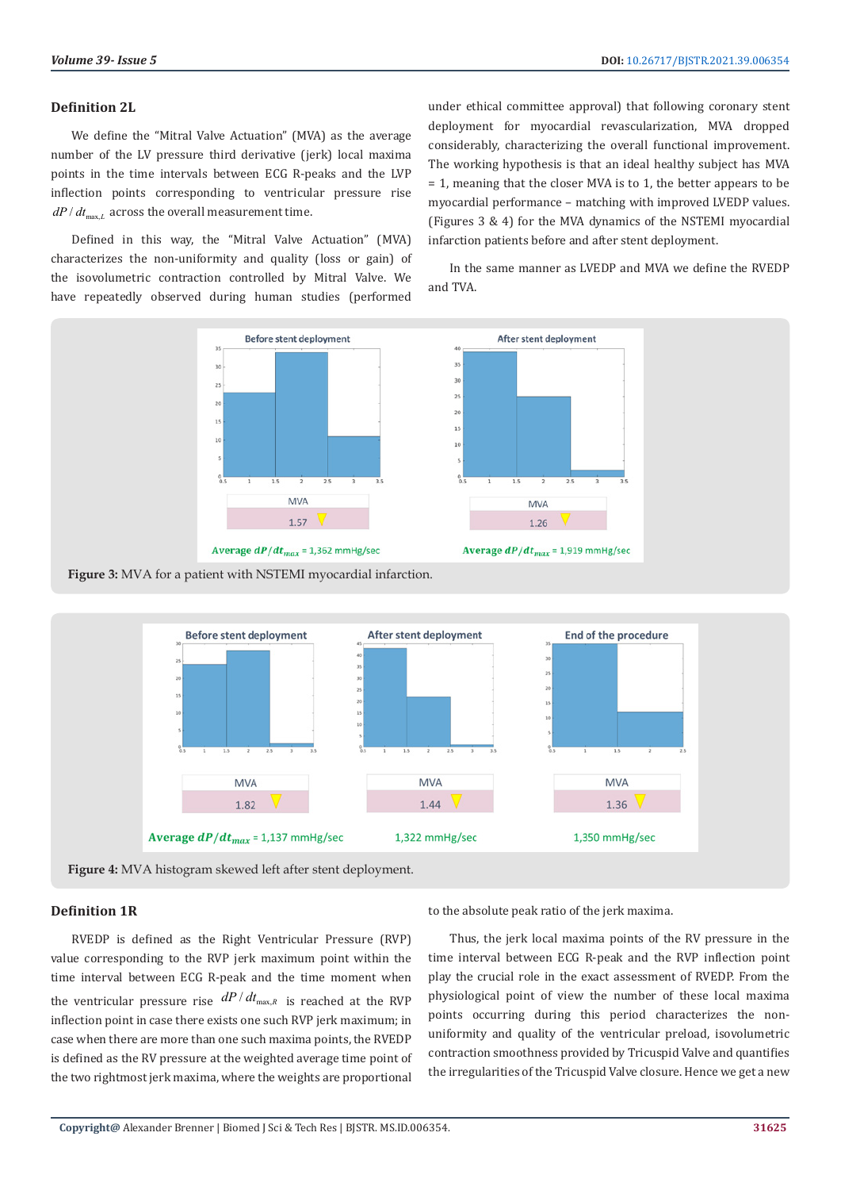### Definition 2L

We define the "Mitral Valve Actuation" (MVA) as the average number of the LV pressure third derivative (jerk) local maxima points in the time intervals between ECG R-peaks and the LVP inflection points corresponding to ventricular pressure rise $dP/dt_{\max,L}$ across the overall measurement time.

Defined in this way, the "Mitral Valve Actuation" (MVA) characterizes the non-uniformity and quality (loss or gain) of the isovolumetric contraction controlled by Mitral Valve. We have repeatedly observed during human studies (performed under ethical committee approval) that following coronary stent deployment for myocardial revascularization, MVA dropped considerably, characterizing the overall functional improvement. The working hypothesis is that an ideal healthy subject has MVA = 1, meaning that the closer MVA is to 1, the better appears to be myocardial performance – matching with improved LVEDP values. (Figures 3 & 4) for the MVA dynamics of the NSTEMI myocardial infarction patients before and after stent deployment.

In the same manner as LVEDP and MVA we define the RVEDP and TVA.

**Figure 3:** MVA for a patient with NSTEMI myocardial infarction.

**Figure 4:** MVA histogram skewed left after stent deployment.

### Definition 1R

RVEDP is defined as the Right Ventricular Pressure (RVP) value corresponding to the RVP jerk maximum point within the time interval between ECG R-peak and the time moment when the ventricular pressure rise $dP/dt_{\max,R}$ is reached at the RVP inflection point in case there exists one such RVP jerk maximum; in case when there are more than one such maxima points, the RVEDP is defined as the RV pressure at the weighted average time point of the two rightmost jerk maxima, where the weights are proportional to the absolute peak ratio of the jerk maxima.

Thus, the jerk local maxima points of the RV pressure in the time interval between ECG R-peak and the RVP inflection point play the crucial role in the exact assessment of RVEDP. From the physiological point of view the number of these local maxima points occurring during this period characterizes the non-uniformity and quality of the ventricular preload, isovolumetric contraction smoothness provided by Tricuspid Valve and quantifies the irregularities of the Tricuspid Valve closure. Hence we get a new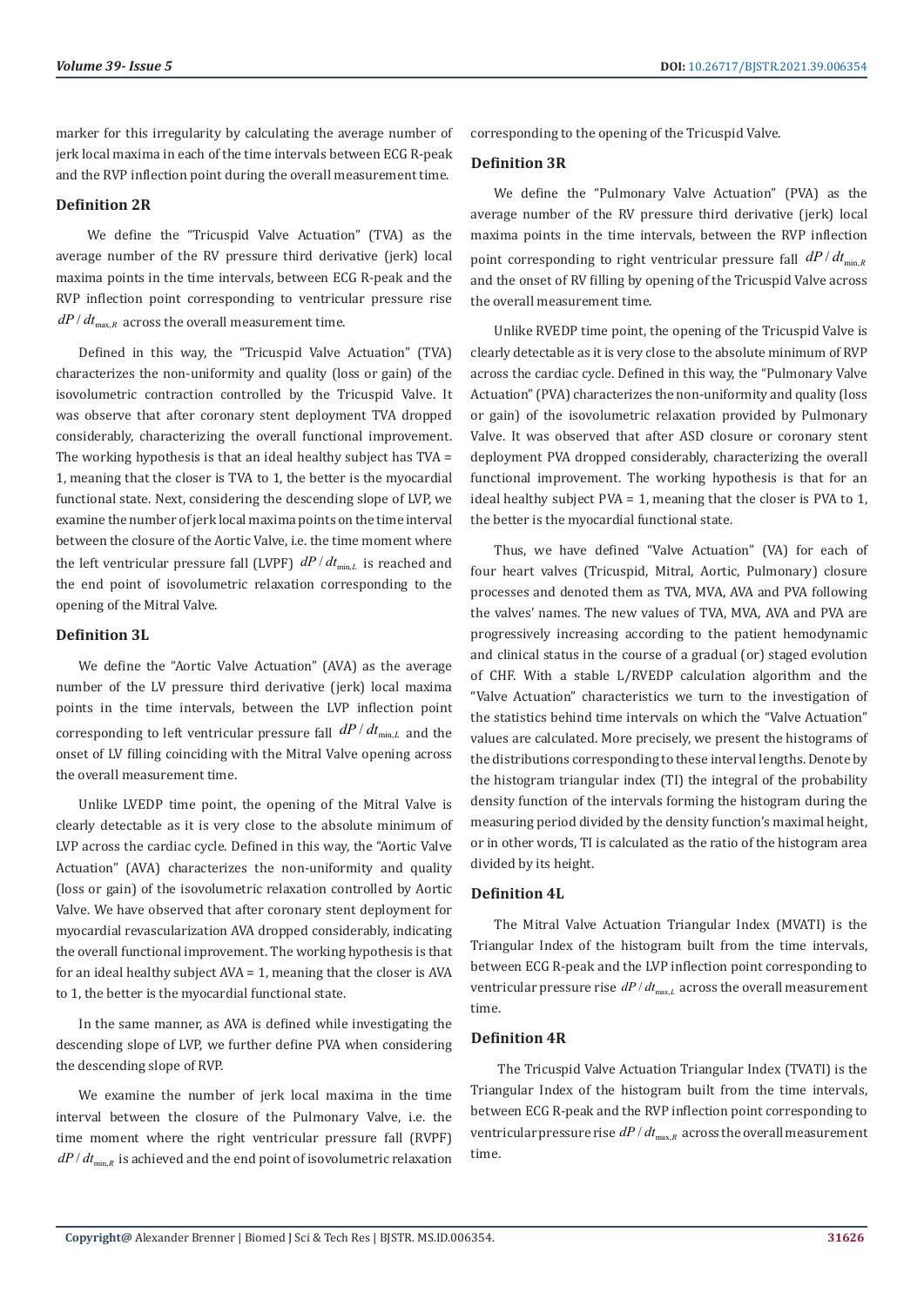marker for this irregularity by calculating the average number of jerk local maxima in each of the time intervals between ECG R-peak and the RVP inflection point during the overall measurement time.

### Definition 2R

We define the "Tricuspid Valve Actuation" (TVA) as the average number of the RV pressure third derivative (jerk) local maxima points in the time intervals, between ECG R-peak and the RVP inflection point corresponding to ventricular pressure rise $dP/dt_{\max,R}$ across the overall measurement time.

Defined in this way, the "Tricuspid Valve Actuation" (TVA) characterizes the non-uniformity and quality (loss or gain) of the isovolumetric contraction controlled by the Tricuspid Valve. It was observe that after coronary stent deployment TVA dropped considerably, characterizing the overall functional improvement. The working hypothesis is that an ideal healthy subject has TVA = 1, meaning that the closer is TVA to 1, the better is the myocardial functional state. Next, considering the descending slope of LVP, we examine the number of jerk local maxima points on the time interval between the closure of the Aortic Valve, i.e. the time moment where the left ventricular pressure fall (LVPF) $dP/dt_{\min,L}$ is reached and the end point of isovolumetric relaxation corresponding to the opening of the Mitral Valve.

### Definition 3L

We define the "Aortic Valve Actuation" (AVA) as the average number of the LV pressure third derivative (jerk) local maxima points in the time intervals, between the LVP inflection point corresponding to left ventricular pressure fall $dP/dt_{\min,L}$ and the onset of LV filling coinciding with the Mitral Valve opening across the overall measurement time.

Unlike LVEDP time point, the opening of the Mitral Valve is clearly detectable as it is very close to the absolute minimum of LVP across the cardiac cycle. Defined in this way, the "Aortic Valve Actuation" (AVA) characterizes the non-uniformity and quality (loss or gain) of the isovolumetric relaxation controlled by Aortic Valve. We have observed that after coronary stent deployment for myocardial revascularization AVA dropped considerably, indicating the overall functional improvement. The working hypothesis is that for an ideal healthy subject AVA = 1, meaning that the closer is AVA to 1, the better is the myocardial functional state.

In the same manner, as AVA is defined while investigating the descending slope of LVP, we further define PVA when considering the descending slope of RVP.

We examine the number of jerk local maxima in the time interval between the closure of the Pulmonary Valve, i.e. the time moment where the right ventricular pressure fall (RVPF) $dP/dt_{\min,R}$ is achieved and the end point of isovolumetric relaxation corresponding to the opening of the Tricuspid Valve.

### Definition 3R

We define the "Pulmonary Valve Actuation" (PVA) as the average number of the RV pressure third derivative (jerk) local maxima points in the time intervals, between the RVP inflection point corresponding to right ventricular pressure fall $dP/dt_{\min,R}$ and the onset of RV filling by opening of the Tricuspid Valve across the overall measurement time.

Unlike RVEDP time point, the opening of the Tricuspid Valve is clearly detectable as it is very close to the absolute minimum of RVP across the cardiac cycle. Defined in this way, the "Pulmonary Valve Actuation" (PVA) characterizes the non-uniformity and quality (loss or gain) of the isovolumetric relaxation provided by Pulmonary Valve. It was observed that after ASD closure or coronary stent deployment PVA dropped considerably, characterizing the overall functional improvement. The working hypothesis is that for an ideal healthy subject PVA = 1, meaning that the closer is PVA to 1, the better is the myocardial functional state.

Thus, we have defined "Valve Actuation" (VA) for each of four heart valves (Tricuspid, Mitral, Aortic, Pulmonary) closure processes and denoted them as TVA, MVA, AVA and PVA following the valves' names. The new values of TVA, MVA, AVA and PVA are progressively increasing according to the patient hemodynamic and clinical status in the course of a gradual (or) staged evolution of CHF. With a stable L/RVEDP calculation algorithm and the "Valve Actuation" characteristics we turn to the investigation of the statistics behind time intervals on which the "Valve Actuation" values are calculated. More precisely, we present the histograms of the distributions corresponding to these interval lengths. Denote by the histogram triangular index (TI) the integral of the probability density function of the intervals forming the histogram during the measuring period divided by the density function's maximal height, or in other words, TI is calculated as the ratio of the histogram area divided by its height.

### Definition 4L

The Mitral Valve Actuation Triangular Index (MVATI) is the Triangular Index of the histogram built from the time intervals, between ECG R-peak and the LVP inflection point corresponding to ventricular pressure rise $dP/dt_{\max,L}$ across the overall measurement time.

### Definition 4R

The Tricuspid Valve Actuation Triangular Index (TVATI) is the Triangular Index of the histogram built from the time intervals, between ECG R-peak and the RVP inflection point corresponding to ventricular pressure rise $dP/dt_{\max,R}$ across the overall measurement time.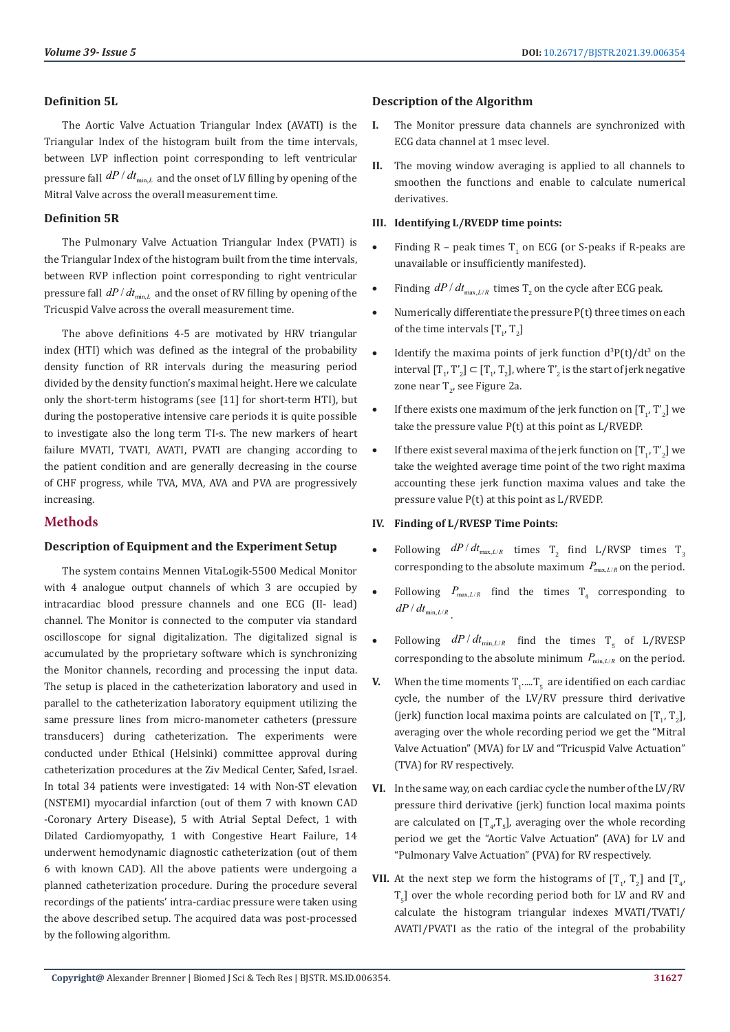### Definition 5L

The Aortic Valve Actuation Triangular Index (AVATI) is the Triangular Index of the histogram built from the time intervals, between LVP inflection point corresponding to left ventricular pressure fall $dP/dt_{\min,L}$ and the onset of LV filling by opening of the Mitral Valve across the overall measurement time.

### Definition 5R

The Pulmonary Valve Actuation Triangular Index (PVATI) is the Triangular Index of the histogram built from the time intervals, between RVP inflection point corresponding to right ventricular pressure fall $dP/dt_{\min,L}$ and the onset of RV filling by opening of the Tricuspid Valve across the overall measurement time.

The above definitions 4-5 are motivated by HRV triangular index (HTI) which was defined as the integral of the probability density function of RR intervals during the measuring period divided by the density function's maximal height. Here we calculate only the short-term histograms (see [11] for short-term HTI), but during the postoperative intensive care periods it is quite possible to investigate also the long term TI-s. The new markers of heart failure MVATI, TVATI, AVATI, PVATI are changing according to the patient condition and are generally decreasing in the course of CHF progress, while TVA, MVA, AVA and PVA are progressively increasing.

## Methods

### Description of Equipment and the Experiment Setup

The system contains Mennen VitaLogik-5500 Medical Monitor with 4 analogue output channels of which 3 are occupied by intracardiac blood pressure channels and one ECG (II- lead) channel. The Monitor is connected to the computer via standard oscilloscope for signal digitalization. The digitalized signal is accumulated by the proprietary software which is synchronizing the Monitor channels, recording and processing the input data. The setup is placed in the catheterization laboratory and used in parallel to the catheterization laboratory equipment utilizing the same pressure lines from micro-manometer catheters (pressure transducers) during catheterization. The experiments were conducted under Ethical (Helsinki) committee approval during catheterization procedures at the Ziv Medical Center, Safed, Israel. In total 34 patients were investigated: 14 with Non-ST elevation (NSTEMI) myocardial infarction (out of them 7 with known CAD -Coronary Artery Disease), 5 with Atrial Septal Defect, 1 with Dilated Cardiomyopathy, 1 with Congestive Heart Failure, 14 underwent hemodynamic diagnostic catheterization (out of them 6 with known CAD). All the above patients were undergoing a planned catheterization procedure. During the procedure several recordings of the patients' intra-cardiac pressure were taken using the above described setup. The acquired data was post-processed by the following algorithm.

### Description of the Algorithm

I. The Monitor pressure data channels are synchronized with ECG data channel at 1 msec level.

II. The moving window averaging is applied to all channels to smoothen the functions and enable to calculate numerical derivatives.

III. **Identifying L/RVEDP time points:**

- Finding R – peak times $T_1$ on ECG (or S-peaks if R-peaks are unavailable or insufficiently manifested).
- Finding $dP/dt_{\max,L/R}$ times $T_2$ on the cycle after ECG peak.
- Numerically differentiate the pressure P(t) three times on each of the time intervals $[T_1, T_2]$
- Identify the maxima points of jerk function $d^3P(t)/dt^3$ on the interval $[T_1, T'_2] \subset [T_1, T_2]$, where $T'_2$ is the start of jerk negative zone near $T_2$, see Figure 2a.
- If there exists one maximum of the jerk function on $[T_1, T'_2]$ we take the pressure value P(t) at this point as L/RVEDP.
- If there exist several maxima of the jerk function on $[T_1, T'_2]$ we take the weighted average time point of the two right maxima accounting these jerk function maxima values and take the pressure value P(t) at this point as L/RVEDP.

IV. **Finding of L/RVESP Time Points:**

- Following $dP/dt_{\max,L/R}$ times $T_2$ find L/RVSP times $T_3$ corresponding to the absolute maximum $P_{\max,L/R}$ on the period.
- Following $P_{\max,L/R}$ find the times $T_4$ corresponding to $dP/dt_{\min,L/R}$.
- Following $dP/dt_{\min,L/R}$ find the times $T_5$ of L/RVESP corresponding to the absolute minimum $P_{\min,L/R}$ on the period.

V. When the time moments $T_1.....T_5$ are identified on each cardiac cycle, the number of the LV/RV pressure third derivative (jerk) function local maxima points are calculated on $[T_1, T_2]$, averaging over the whole recording period we get the "Mitral Valve Actuation" (MVA) for LV and "Tricuspid Valve Actuation" (TVA) for RV respectively.

VI. In the same way, on each cardiac cycle the number of the LV/RV pressure third derivative (jerk) function local maxima points are calculated on $[T_4, T_5]$, averaging over the whole recording period we get the "Aortic Valve Actuation" (AVA) for LV and "Pulmonary Valve Actuation" (PVA) for RV respectively.

VII. At the next step we form the histograms of $[T_1, T_2]$ and $[T_4, T_5]$ over the whole recording period both for LV and RV and calculate the histogram triangular indexes MVATI/TVATI/AVATI/PVATI as the ratio of the integral of the probability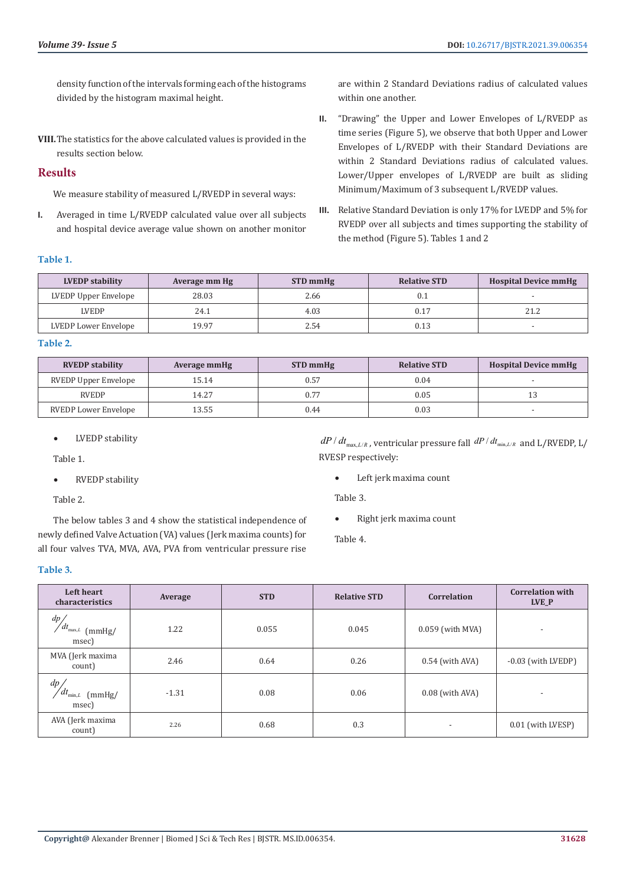density function of the intervals forming each of the histograms divided by the histogram maximal height.

**VIII.** The statistics for the above calculated values is provided in the results section below.

## Results

We measure stability of measured L/RVEDP in several ways:

**I.** Averaged in time L/RVEDP calculated value over all subjects and hospital device average value shown on another monitor are within 2 Standard Deviations radius of calculated values within one another.

**II.** "Drawing" the Upper and Lower Envelopes of L/RVEDP as time series (Figure 5), we observe that both Upper and Lower Envelopes of L/RVEDP with their Standard Deviations are within 2 Standard Deviations radius of calculated values. Lower/Upper envelopes of L/RVEDP are built as sliding Minimum/Maximum of 3 subsequent L/RVEDP values.

**III.** Relative Standard Deviation is only 17% for LVEDP and 5% for RVEDP over all subjects and times supporting the stability of the method (Figure 5). Tables 1 and 2

**Table 1.**

| LVEDP stability | Average mm Hg | STD mmHg | Relative STD | Hospital Device mmHg |
|---|---|---|---|---|
| LVEDP Upper Envelope | 28.03 | 2.66 | 0.1 | - |
| LVEDP | 24.1 | 4.03 | 0.17 | 21.2 |
| LVEDP Lower Envelope | 19.97 | 2.54 | 0.13 | - |

**Table 2.**

| RVEDP stability | Average mmHg | STD mmHg | Relative STD | Hospital Device mmHg |
|---|---|---|---|---|
| RVEDP Upper Envelope | 15.14 | 0.57 | 0.04 | - |
| RVEDP | 14.27 | 0.77 | 0.05 | 13 |
| RVEDP Lower Envelope | 13.55 | 0.44 | 0.03 | - |

- LVEDP stability

Table 1.

- RVEDP stability

Table 2.

The below tables 3 and 4 show the statistical independence of newly defined Valve Actuation (VA) values (Jerk maxima counts) for all four valves TVA, MVA, AVA, PVA from ventricular pressure rise $dP/dt_{\max,L/R}$, ventricular pressure fall $dP/dt_{\min,L/R}$ and L/RVEDP, L/RVESP respectively:

- Left jerk maxima count

Table 3.

- Right jerk maxima count

Table 4.

**Table 3.**

| Left heart characteristics | Average | STD | Relative STD | Correlation | Correlation with LVE_P |
|---|---|---|---|---|---|
| $dp/dt_{\max,L}$ (mmHg/msec) | 1.22 | 0.055 | 0.045 | 0.059 (with MVA) | - |
| MVA (Jerk maxima count) | 2.46 | 0.64 | 0.26 | 0.54 (with AVA) | -0.03 (with LVEDP) |
| $dp/dt_{\min,L}$ (mmHg/msec) | -1.31 | 0.08 | 0.06 | 0.08 (with AVA) | - |
| AVA (Jerk maxima count) | 2.26 | 0.68 | 0.3 | - | 0.01 (with LVESP) |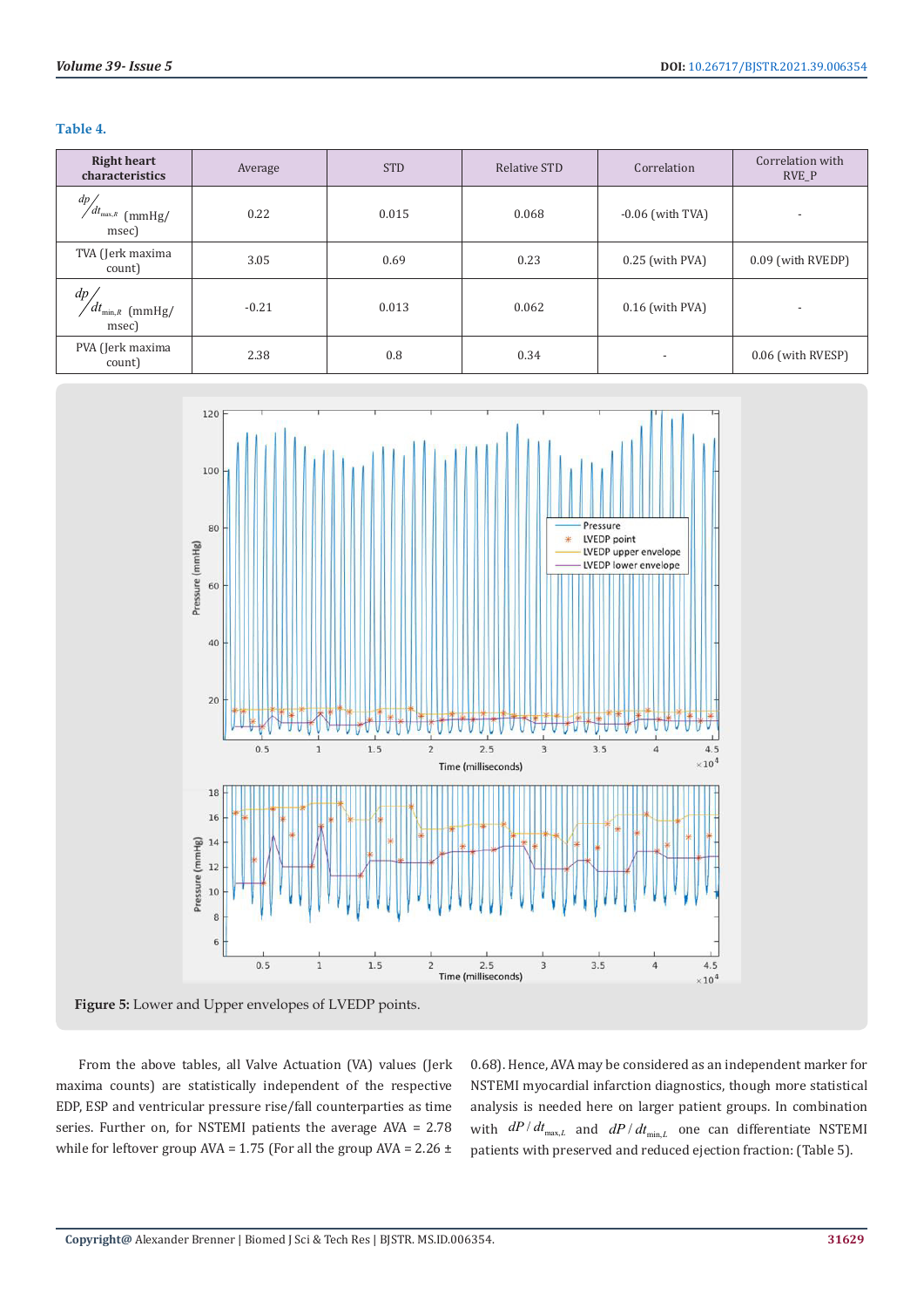**Table 4.**

| Right heart characteristics | Average | STD | Relative STD | Correlation | Correlation with RVE_P |
|---|---|---|---|---|---|
| $dp/dt_{max,R}$ (mmHg/msec) | 0.22 | 0.015 | 0.068 | -0.06 (with TVA) | - |
| TVA (Jerk maxima count) | 3.05 | 0.69 | 0.23 | 0.25 (with PVA) | 0.09 (with RVEDP) |
| $dp/dt_{min,R}$ (mmHg/msec) | -0.21 | 0.013 | 0.062 | 0.16 (with PVA) | - |
| PVA (Jerk maxima count) | 2.38 | 0.8 | 0.34 | - | 0.06 (with RVESP) |

**Figure 5:** Lower and Upper envelopes of LVEDP points.

From the above tables, all Valve Actuation (VA) values (Jerk maxima counts) are statistically independent of the respective EDP, ESP and ventricular pressure rise/fall counterparties as time series. Further on, for NSTEMI patients the average AVA = 2.78 while for leftover group AVA = 1.75 (For all the group AVA = 2.26 ± 0.68). Hence, AVA may be considered as an independent marker for NSTEMI myocardial infarction diagnostics, though more statistical analysis is needed here on larger patient groups. In combination with $dP/dt_{max,L}$ and $dP/dt_{min,L}$ one can differentiate NSTEMI patients with preserved and reduced ejection fraction: (Table 5).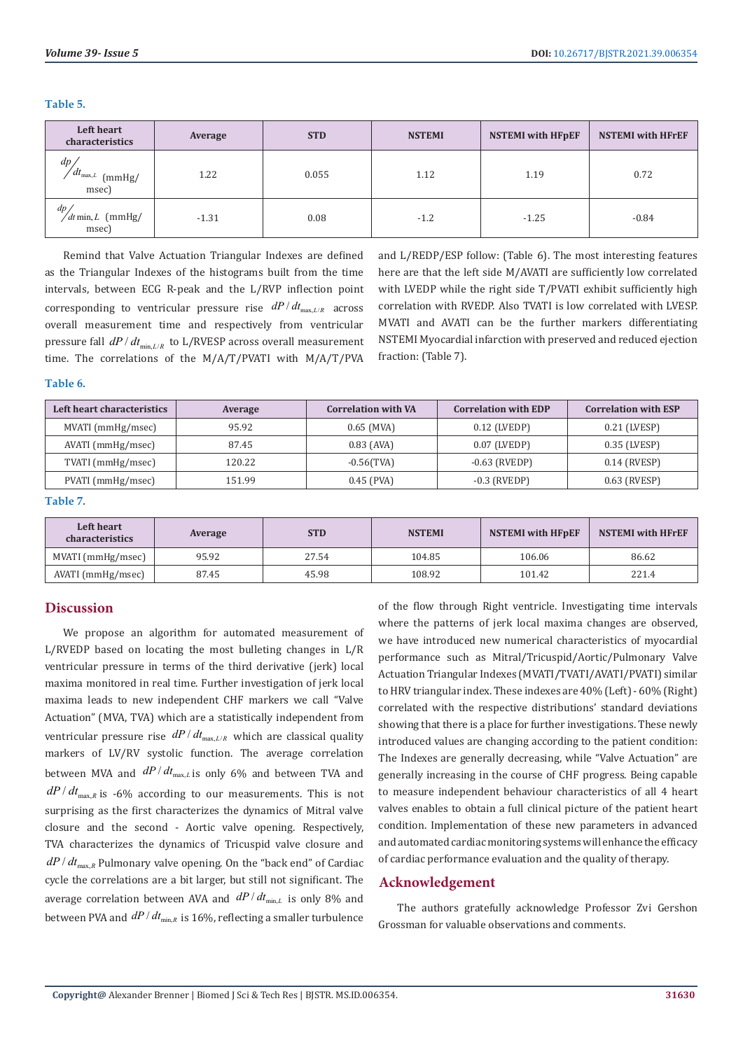**Table 5.**

| Left heart characteristics | Average | STD | NSTEMI | NSTEMI with HFpEF | NSTEMI with HFrEF |
|---|---|---|---|---|---|
| $dp/dt_{\max,L}$ (mmHg/msec) | 1.22 | 0.055 | 1.12 | 1.19 | 0.72 |
| $dp/dt_{\min,L}$ (mmHg/msec) | -1.31 | 0.08 | -1.2 | -1.25 | -0.84 |

Remind that Valve Actuation Triangular Indexes are defined as the Triangular Indexes of the histograms built from the time intervals, between ECG R-peak and the L/RVP inflection point corresponding to ventricular pressure rise $dP/dt_{\max,L/R}$ across overall measurement time and respectively from ventricular pressure fall $dP/dt_{\min,L/R}$ to L/RVESP across overall measurement time. The correlations of the M/A/T/PVATI with M/A/T/PVA and L/REDP/ESP follow: (Table 6). The most interesting features here are that the left side M/AVATI are sufficiently low correlated with LVEDP while the right side T/PVATI exhibit sufficiently high correlation with RVEDP. Also TVATI is low correlated with LVESP. MVATI and AVATI can be the further markers differentiating NSTEMI Myocardial infarction with preserved and reduced ejection fraction: (Table 7).

**Table 6.**

| Left heart characteristics | Average | Correlation with VA | Correlation with EDP | Correlation with ESP |
|---|---|---|---|---|
| MVATI (mmHg/msec) | 95.92 | 0.65 (MVA) | 0.12 (LVEDP) | 0.21 (LVESP) |
| AVATI (mmHg/msec) | 87.45 | 0.83 (AVA) | 0.07 (LVEDP) | 0.35 (LVESP) |
| TVATI (mmHg/msec) | 120.22 | -0.56(TVA) | -0.63 (RVEDP) | 0.14 (RVESP) |
| PVATI (mmHg/msec) | 151.99 | 0.45 (PVA) | -0.3 (RVEDP) | 0.63 (RVESP) |

**Table 7.**

| Left heart characteristics | Average | STD | NSTEMI | NSTEMI with HFpEF | NSTEMI with HFrEF |
|---|---|---|---|---|---|
| MVATI (mmHg/msec) | 95.92 | 27.54 | 104.85 | 106.06 | 86.62 |
| AVATI (mmHg/msec) | 87.45 | 45.98 | 108.92 | 101.42 | 221.4 |

## Discussion

We propose an algorithm for automated measurement of L/RVEDP based on locating the most bulleting changes in L/R ventricular pressure in terms of the third derivative (jerk) local maxima monitored in real time. Further investigation of jerk local maxima leads to new independent CHF markers we call "Valve Actuation" (MVA, TVA) which are a statistically independent from ventricular pressure rise $dP/dt_{\max,L/R}$ which are classical quality markers of LV/RV systolic function. The average correlation between MVA and $dP/dt_{\max,L}$ is only 6% and between TVA and $dP/dt_{\max,R}$ is -6% according to our measurements. This is not surprising as the first characterizes the dynamics of Mitral valve closure and the second - Aortic valve opening. Respectively, TVA characterizes the dynamics of Tricuspid valve closure and $dP/dt_{\max,R}$ Pulmonary valve opening. On the "back end" of Cardiac cycle the correlations are a bit larger, but still not significant. The average correlation between AVA and $dP/dt_{\min,L}$ is only 8% and between PVA and $dP/dt_{\min,R}$ is 16%, reflecting a smaller turbulence of the flow through Right ventricle. Investigating time intervals where the patterns of jerk local maxima changes are observed, we have introduced new numerical characteristics of myocardial performance such as Mitral/Tricuspid/Aortic/Pulmonary Valve Actuation Triangular Indexes (MVATI/TVATI/AVATI/PVATI) similar to HRV triangular index. These indexes are 40% (Left) - 60% (Right) correlated with the respective distributions' standard deviations showing that there is a place for further investigations. These newly introduced values are changing according to the patient condition: The Indexes are generally decreasing, while "Valve Actuation" are generally increasing in the course of CHF progress. Being capable to measure independent behaviour characteristics of all 4 heart valves enables to obtain a full clinical picture of the patient heart condition. Implementation of these new parameters in advanced and automated cardiac monitoring systems will enhance the efficacy of cardiac performance evaluation and the quality of therapy.

## Acknowledgement

The authors gratefully acknowledge Professor Zvi Gershon Grossman for valuable observations and comments.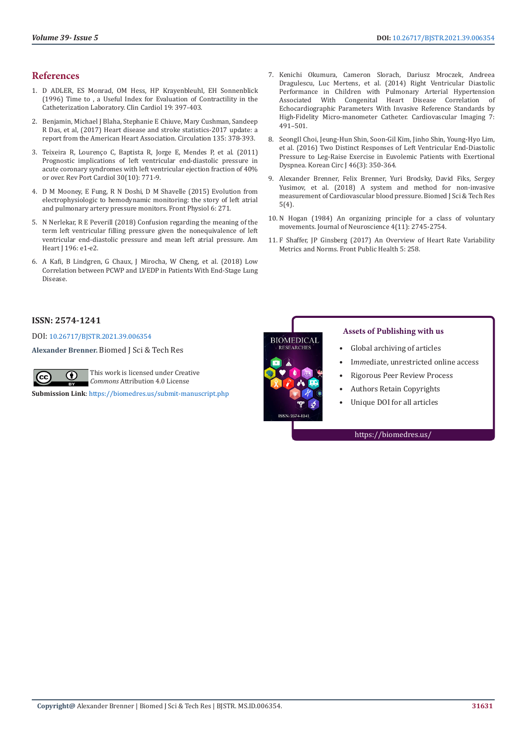## References

1. D ADLER, ES Monrad, OM Hess, HP Krayenbleuhl, EH Sonnenblick (1996) Time to , a Useful Index for Evaluation of Contractility in the Catheterization Laboratory. Clin Cardiol 19: 397-403.
2. Benjamin, Michael J Blaha, Stephanie E Chiuve, Mary Cushman, Sandeep R Das, et al, (2017) Heart disease and stroke statistics-2017 update: a report from the American Heart Association. Circulation 135: 378-393.
3. Teixeira R, Lourenço C, Baptista R, Jorge E, Mendes P, et al. (2011) Prognostic implications of left ventricular end-diastolic pressure in acute coronary syndromes with left ventricular ejection fraction of 40% or over. Rev Port Cardiol 30(10): 771-9.
4. D M Mooney, E Fung, R N Doshi, D M Shavelle (2015) Evolution from electrophysiologic to hemodynamic monitoring: the story of left atrial and pulmonary artery pressure monitors. Front Physiol 6: 271.
5. N Nerlekar, R E Peverill (2018) Confusion regarding the meaning of the term left ventricular filling pressure given the nonequivalence of left ventricular end-diastolic pressure and mean left atrial pressure. Am Heart J 196: e1-e2.
6. A Kafi, B Lindgren, G Chaux, J Mirocha, W Cheng, et al. (2018) Low Correlation between PCWP and LVEDP in Patients With End-Stage Lung Disease.
7. Kenichi Okumura, Cameron Slorach, Dariusz Mroczek, Andreea Dragulescu, Luc Mertens, et al. (2014) Right Ventricular Diastolic Performance in Children with Pulmonary Arterial Hypertension Associated With Congenital Heart Disease Correlation of Echocardiographic Parameters With Invasive Reference Standards by High-Fidelity Micro-manometer Catheter. Cardiovascular Imaging 7: 491–501.
8. SeongIl Choi, Jeung-Hun Shin, Soon-Gil Kim, Jinho Shin, Young-Hyo Lim, et al. (2016) Two Distinct Responses of Left Ventricular End-Diastolic Pressure to Leg-Raise Exercise in Euvolemic Patients with Exertional Dyspnea. Korean Circ J 46(3): 350-364.
9. Alexander Brenner, Felix Brenner, Yuri Brodsky, David Fiks, Sergey Yusimov, et al. (2018) A system and method for non-invasive measurement of Cardiovascular blood pressure. Biomed J Sci & Tech Res 5(4).
10. N Hogan (1984) An organizing principle for a class of voluntary movements. Journal of Neuroscience 4(11): 2745-2754.
11. F Shaffer, JP Ginsberg (2017) An Overview of Heart Rate Variability Metrics and Norms. Front Public Health 5: 258.

**ISSN: 2574-1241**

DOI: 10.26717/BJSTR.2021.39.006354

**Alexander Brenner.** Biomed J Sci & Tech Res

This work is licensed under Creative *Commons* Attribution 4.0 License

**Submission Link**: https://biomedres.us/submit-manuscript.php

**Assets of Publishing with us**

- Global archiving of articles
- Immediate, unrestricted online access
- Rigorous Peer Review Process
- Authors Retain Copyrights
- Unique DOI for all articles

https://biomedres.us/